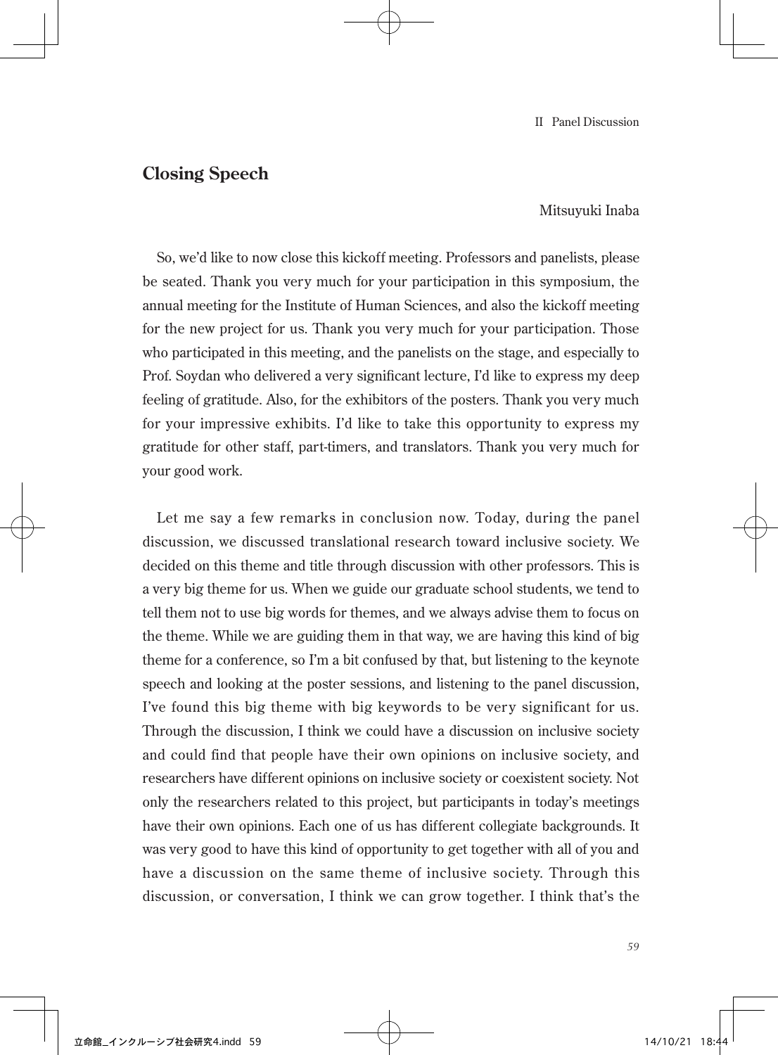## Closing Speech

Mitsuyuki Inaba

So, we'd like to now close this kickoff meeting. Professors and panelists, please be seated. Thank you very much for your participation in this symposium, the annual meeting for the Institute of Human Sciences, and also the kickoff meeting for the new project for us. Thank you very much for your participation. Those who participated in this meeting, and the panelists on the stage, and especially to Prof. Soydan who delivered a very significant lecture, I'd like to express my deep feeling of gratitude. Also, for the exhibitors of the posters. Thank you very much for your impressive exhibits. I'd like to take this opportunity to express my gratitude for other staff, part-timers, and translators. Thank you very much for your good work.

Let me say a few remarks in conclusion now. Today, during the panel discussion, we discussed translational research toward inclusive society. We decided on this theme and title through discussion with other professors. This is a very big theme for us. When we guide our graduate school students, we tend to tell them not to use big words for themes, and we always advise them to focus on the theme. While we are guiding them in that way, we are having this kind of big theme for a conference, so I'm a bit confused by that, but listening to the keynote speech and looking at the poster sessions, and listening to the panel discussion, I've found this big theme with big keywords to be very significant for us. Through the discussion, I think we could have a discussion on inclusive society and could find that people have their own opinions on inclusive society, and researchers have different opinions on inclusive society or coexistent society. Not only the researchers related to this project, but participants in today's meetings have their own opinions. Each one of us has different collegiate backgrounds. It was very good to have this kind of opportunity to get together with all of you and have a discussion on the same theme of inclusive society. Through this discussion, or conversation, I think we can grow together. I think that's the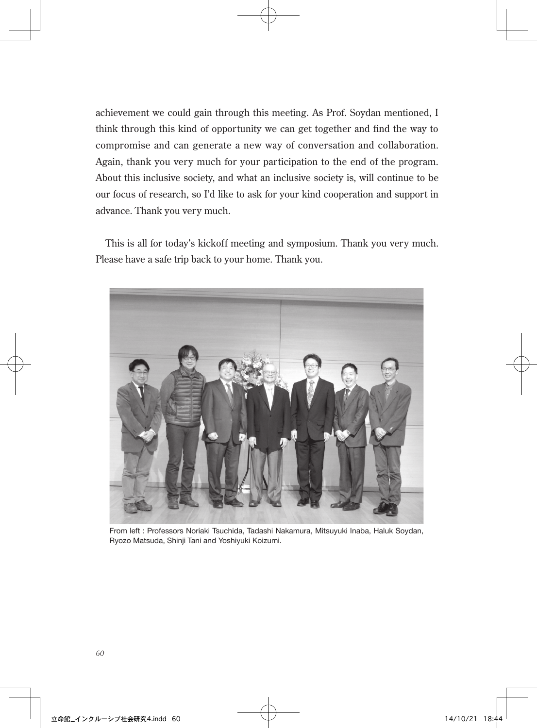achievement we could gain through this meeting. As Prof. Soydan mentioned, I think through this kind of opportunity we can get together and find the way to compromise and can generate a new way of conversation and collaboration. Again, thank you very much for your participation to the end of the program. About this inclusive society, and what an inclusive society is, will continue to be our focus of research, so I'd like to ask for your kind cooperation and support in advance. Thank you very much.

This is all for today's kickoff meeting and symposium. Thank you very much. Please have a safe trip back to your home. Thank you.

From left : Professors Noriaki Tsuchida, Tadashi Nakamura, Mitsuyuki Inaba, Haluk Soydan, Ryozo Matsuda, Shinji Tani and Yoshiyuki Koizumi.